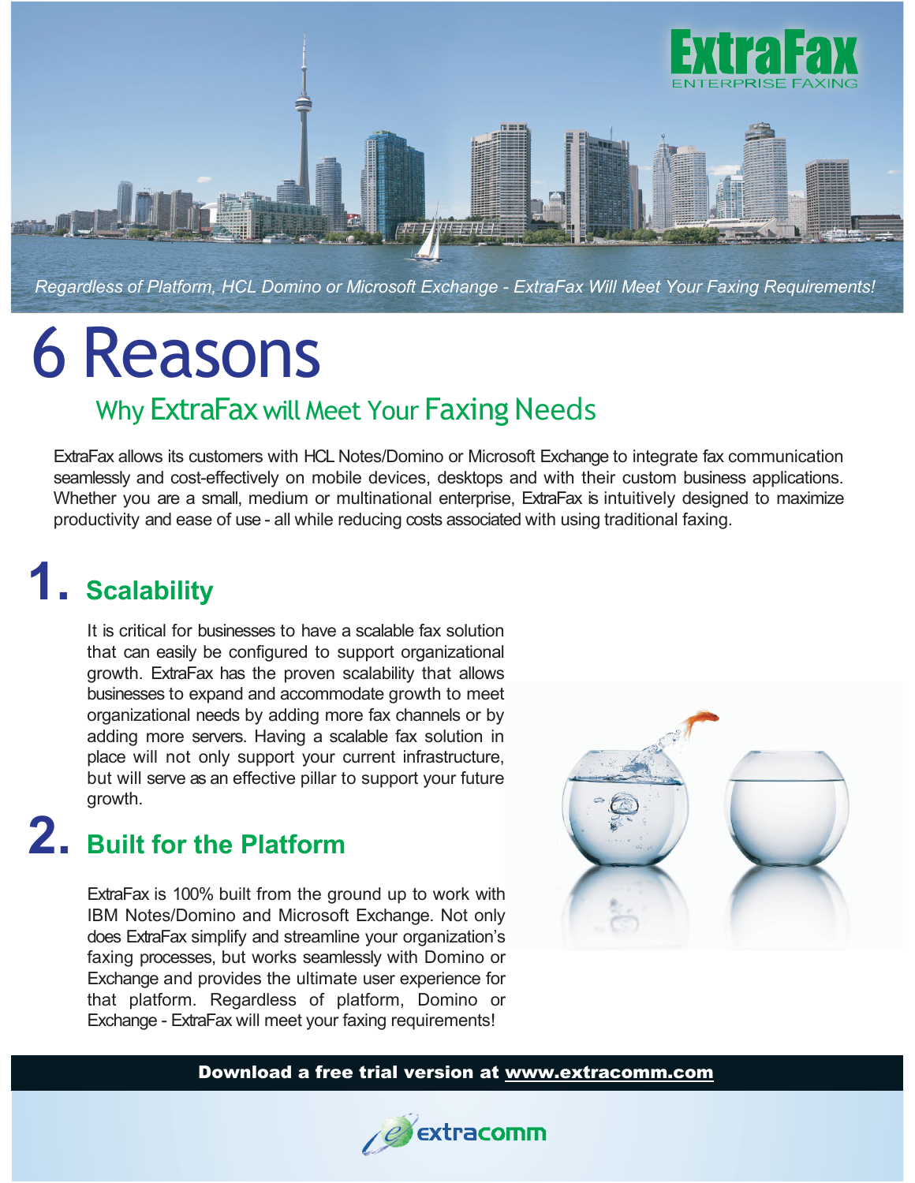ExtraFax
ENTERPRISE FAXING

*Regardless of Platform, HCL Domino or Microsoft Exchange - ExtraFax Will Meet Your Faxing Requirements!*

# 6 Reasons

## Why ExtraFax will Meet Your Faxing Needs

ExtraFax allows its customers with HCL Notes/Domino or Microsoft Exchange to integrate fax communication seamlessly and cost-effectively on mobile devices, desktops and with their custom business applications. Whether you are a small, medium or multinational enterprise, ExtraFax is intuitively designed to maximize productivity and ease of use - all while reducing costs associated with using traditional faxing.

## 1. Scalability

It is critical for businesses to have a scalable fax solution that can easily be configured to support organizational growth. ExtraFax has the proven scalability that allows businesses to expand and accommodate growth to meet organizational needs by adding more fax channels or by adding more servers. Having a scalable fax solution in place will not only support your current infrastructure, but will serve as an effective pillar to support your future growth.

## 2. Built for the Platform

ExtraFax is 100% built from the ground up to work with IBM Notes/Domino and Microsoft Exchange. Not only does ExtraFax simplify and streamline your organization's faxing processes, but works seamlessly with Domino or Exchange and provides the ultimate user experience for that platform. Regardless of platform, Domino or Exchange - ExtraFax will meet your faxing requirements!

**Download a free trial version at www.extracomm.com**

extracomm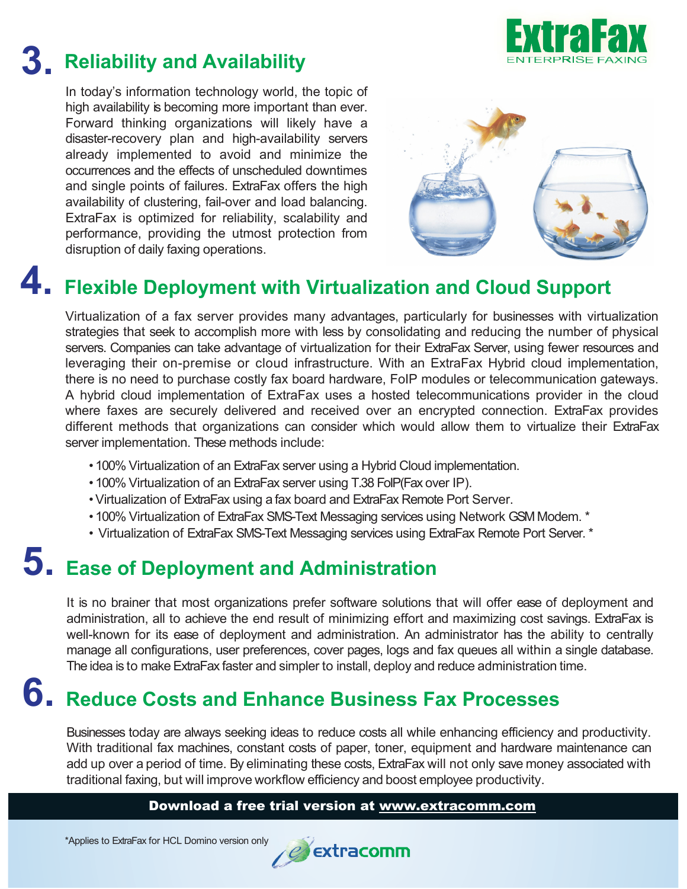ExtraFax
ENTERPRISE FAXING

## 3. Reliability and Availability

In today's information technology world, the topic of high availability is becoming more important than ever. Forward thinking organizations will likely have a disaster-recovery plan and high-availability servers already implemented to avoid and minimize the occurrences and the effects of unscheduled downtimes and single points of failures. ExtraFax offers the high availability of clustering, fail-over and load balancing. ExtraFax is optimized for reliability, scalability and performance, providing the utmost protection from disruption of daily faxing operations.

## 4. Flexible Deployment with Virtualization and Cloud Support

Virtualization of a fax server provides many advantages, particularly for businesses with virtualization strategies that seek to accomplish more with less by consolidating and reducing the number of physical servers. Companies can take advantage of virtualization for their ExtraFax Server, using fewer resources and leveraging their on-premise or cloud infrastructure. With an ExtraFax Hybrid cloud implementation, there is no need to purchase costly fax board hardware, FoIP modules or telecommunication gateways. A hybrid cloud implementation of ExtraFax uses a hosted telecommunications provider in the cloud where faxes are securely delivered and received over an encrypted connection. ExtraFax provides different methods that organizations can consider which would allow them to virtualize their ExtraFax server implementation. These methods include:

- 100% Virtualization of an ExtraFax server using a Hybrid Cloud implementation.
- 100% Virtualization of an ExtraFax server using T.38 FoIP(Fax over IP).
- Virtualization of ExtraFax using a fax board and ExtraFax Remote Port Server.
- 100% Virtualization of ExtraFax SMS-Text Messaging services using Network GSM Modem. *
- Virtualization of ExtraFax SMS-Text Messaging services using ExtraFax Remote Port Server. *

## 5. Ease of Deployment and Administration

It is no brainer that most organizations prefer software solutions that will offer ease of deployment and administration, all to achieve the end result of minimizing effort and maximizing cost savings. ExtraFax is well-known for its ease of deployment and administration. An administrator has the ability to centrally manage all configurations, user preferences, cover pages, logs and fax queues all within a single database. The idea is to make ExtraFax faster and simpler to install, deploy and reduce administration time.

## 6. Reduce Costs and Enhance Business Fax Processes

Businesses today are always seeking ideas to reduce costs all while enhancing efficiency and productivity. With traditional fax machines, constant costs of paper, toner, equipment and hardware maintenance can add up over a period of time. By eliminating these costs, ExtraFax will not only save money associated with traditional faxing, but will improve workflow efficiency and boost employee productivity.

**Download a free trial version at www.extracomm.com**

*Applies to ExtraFax for HCL Domino version only

extracomm